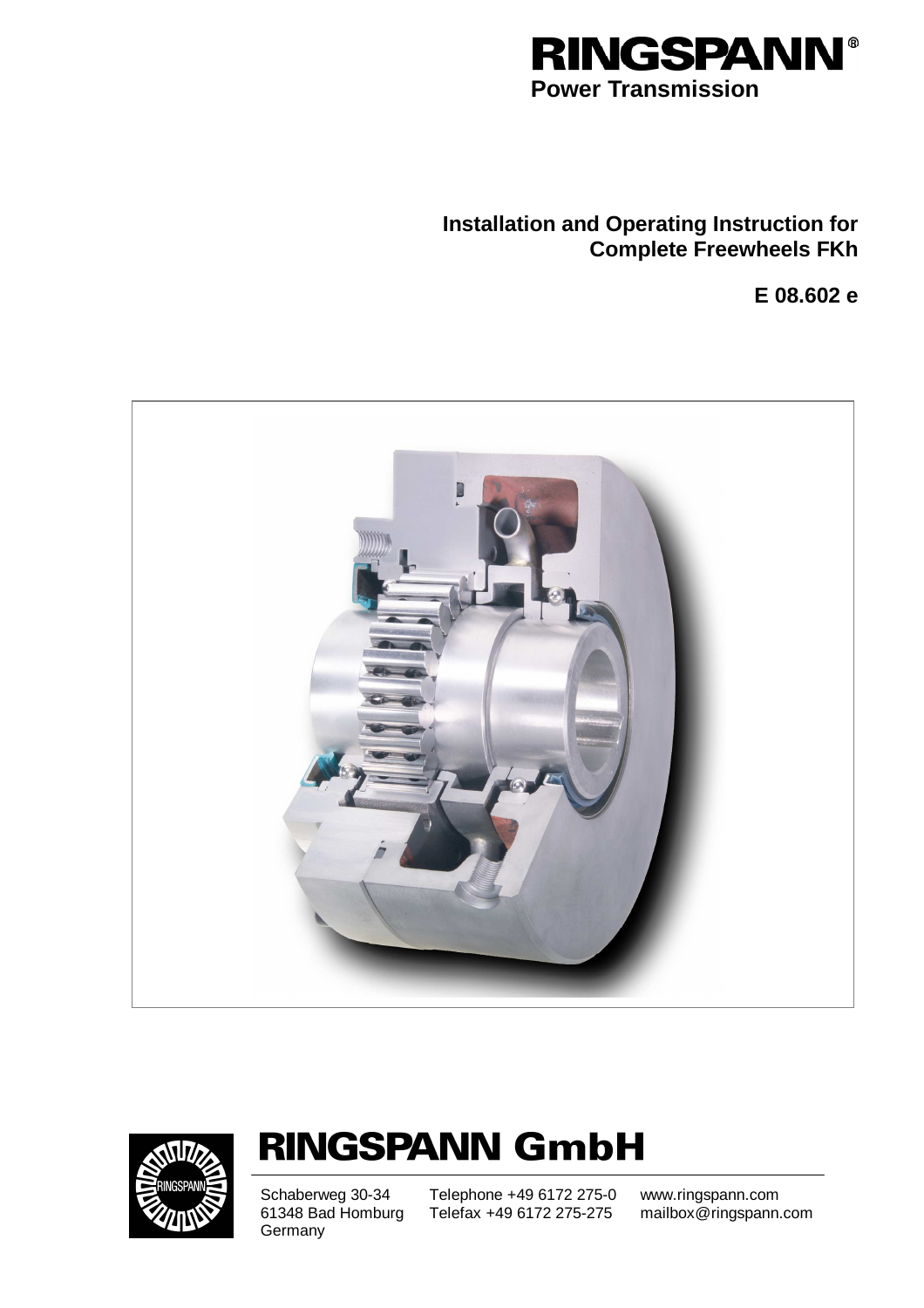# RINGSPANN®
**Power Transmission**

**Installation and Operating Instruction for Complete Freewheels FKh**

**E 08.602 e**

# RINGSPANN GmbH

Schaberweg 30-34
61348 Bad Homburg
Germany

Telephone +49 6172 275-0
Telefax +49 6172 275-275

www.ringspann.com
mailbox@ringspann.com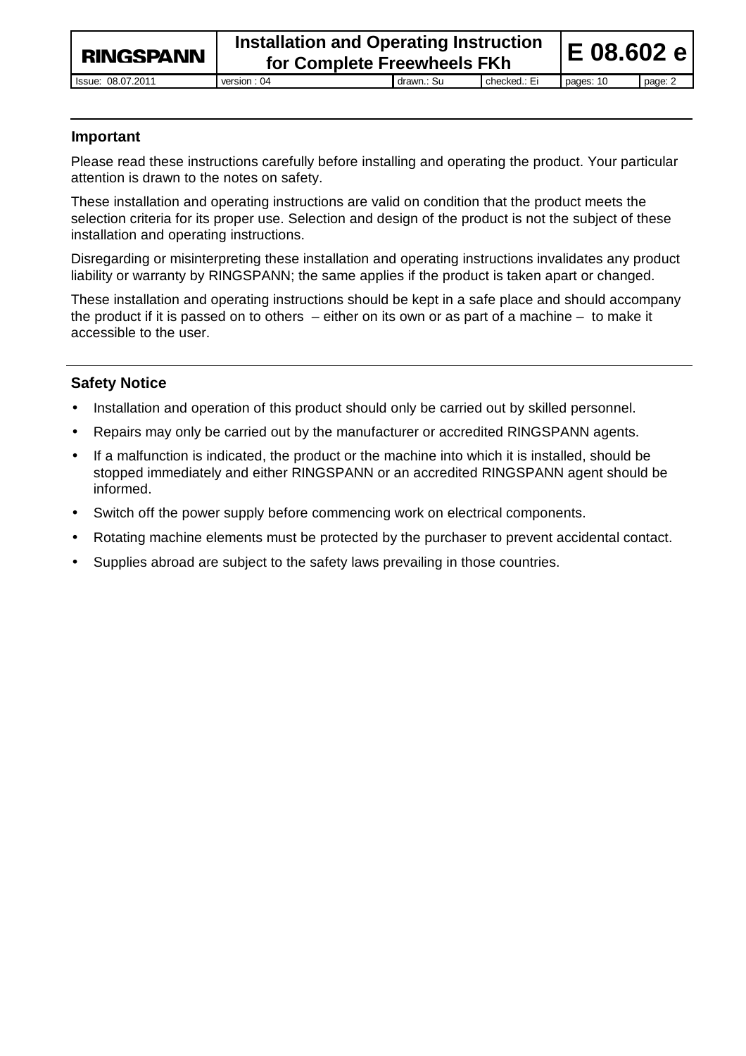## Important

Please read these instructions carefully before installing and operating the product. Your particular attention is drawn to the notes on safety.

These installation and operating instructions are valid on condition that the product meets the selection criteria for its proper use. Selection and design of the product is not the subject of these installation and operating instructions.

Disregarding or misinterpreting these installation and operating instructions invalidates any product liability or warranty by RINGSPANN; the same applies if the product is taken apart or changed.

These installation and operating instructions should be kept in a safe place and should accompany the product if it is passed on to others – either on its own or as part of a machine – to make it accessible to the user.

## Safety Notice

- Installation and operation of this product should only be carried out by skilled personnel.
- Repairs may only be carried out by the manufacturer or accredited RINGSPANN agents.
- If a malfunction is indicated, the product or the machine into which it is installed, should be stopped immediately and either RINGSPANN or an accredited RINGSPANN agent should be informed.
- Switch off the power supply before commencing work on electrical components.
- Rotating machine elements must be protected by the purchaser to prevent accidental contact.
- Supplies abroad are subject to the safety laws prevailing in those countries.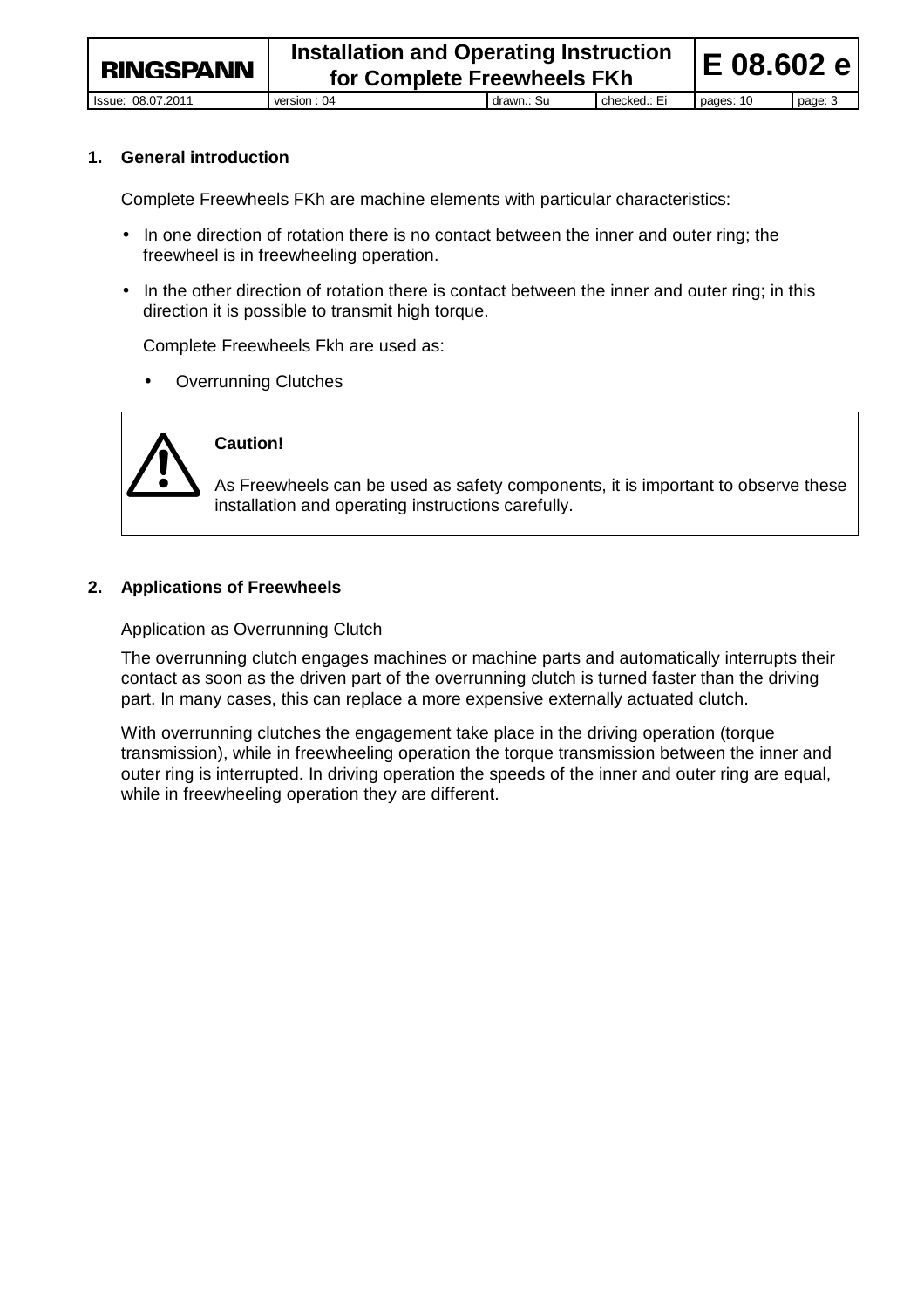## 1. General introduction

Complete Freewheels FKh are machine elements with particular characteristics:

- In one direction of rotation there is no contact between the inner and outer ring; the freewheel is in freewheeling operation.
- In the other direction of rotation there is contact between the inner and outer ring; in this direction it is possible to transmit high torque.

Complete Freewheels Fkh are used as:

- Overrunning Clutches

> **Caution!**
>
> As Freewheels can be used as safety components, it is important to observe these installation and operating instructions carefully.

## 2. Applications of Freewheels

Application as Overrunning Clutch

The overrunning clutch engages machines or machine parts and automatically interrupts their contact as soon as the driven part of the overrunning clutch is turned faster than the driving part. In many cases, this can replace a more expensive externally actuated clutch.

With overrunning clutches the engagement take place in the driving operation (torque transmission), while in freewheeling operation the torque transmission between the inner and outer ring is interrupted. In driving operation the speeds of the inner and outer ring are equal, while in freewheeling operation they are different.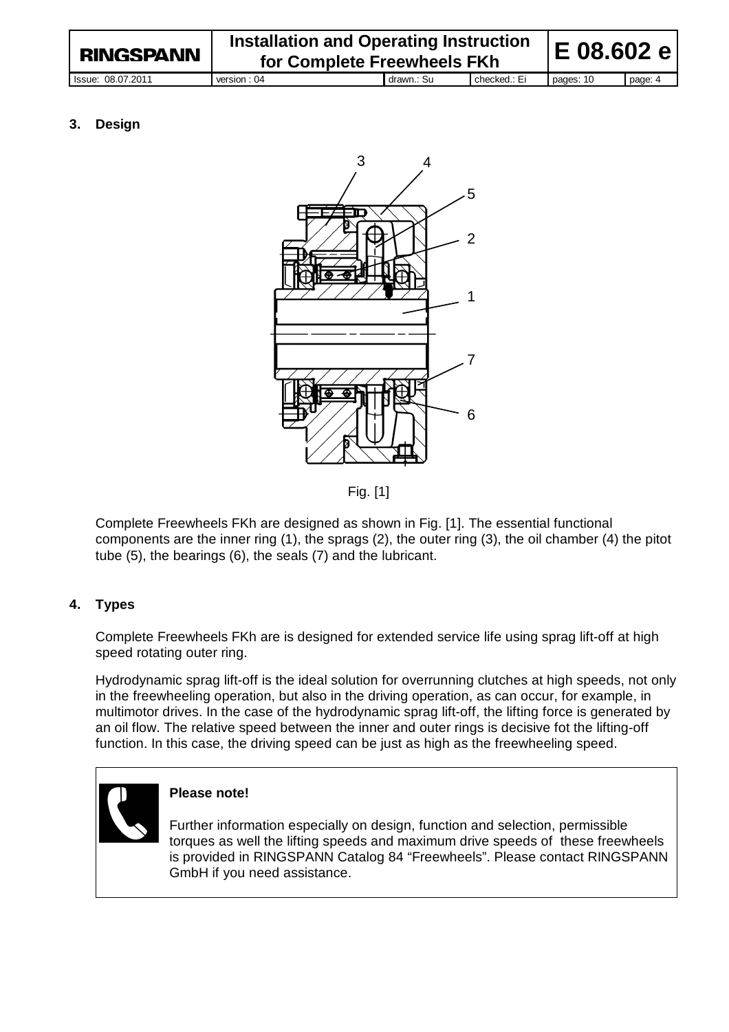## 3. Design

Fig. [1]

Complete Freewheels FKh are designed as shown in Fig. [1]. The essential functional components are the inner ring (1), the sprags (2), the outer ring (3), the oil chamber (4) the pitot tube (5), the bearings (6), the seals (7) and the lubricant.

## 4. Types

Complete Freewheels FKh are is designed for extended service life using sprag lift-off at high speed rotating outer ring.

Hydrodynamic sprag lift-off is the ideal solution for overrunning clutches at high speeds, not only in the freewheeling operation, but also in the driving operation, as can occur, for example, in multimotor drives. In the case of the hydrodynamic sprag lift-off, the lifting force is generated by an oil flow. The relative speed between the inner and outer rings is decisive fot the lifting-off function. In this case, the driving speed can be just as high as the freewheeling speed.

**Please note!**

Further information especially on design, function and selection, permissible torques as well the lifting speeds and maximum drive speeds of these freewheels is provided in RINGSPANN Catalog 84 “Freewheels”. Please contact RINGSPANN GmbH if you need assistance.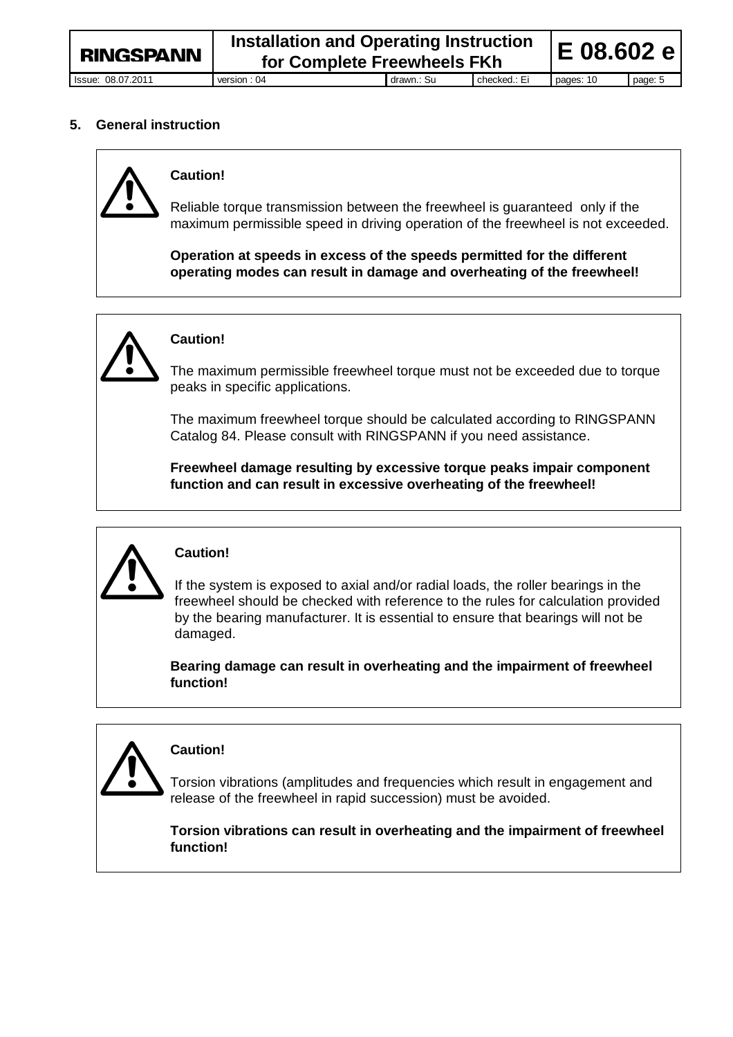## 5. General instruction

**Caution!**

Reliable torque transmission between the freewheel is guaranteed only if the maximum permissible speed in driving operation of the freewheel is not exceeded.

**Operation at speeds in excess of the speeds permitted for the different operating modes can result in damage and overheating of the freewheel!**

**Caution!**

The maximum permissible freewheel torque must not be exceeded due to torque peaks in specific applications.

The maximum freewheel torque should be calculated according to RINGSPANN Catalog 84. Please consult with RINGSPANN if you need assistance.

**Freewheel damage resulting by excessive torque peaks impair component function and can result in excessive overheating of the freewheel!**

**Caution!**

If the system is exposed to axial and/or radial loads, the roller bearings in the freewheel should be checked with reference to the rules for calculation provided by the bearing manufacturer. It is essential to ensure that bearings will not be damaged.

**Bearing damage can result in overheating and the impairment of freewheel function!**

**Caution!**

Torsion vibrations (amplitudes and frequencies which result in engagement and release of the freewheel in rapid succession) must be avoided.

**Torsion vibrations can result in overheating and the impairment of freewheel function!**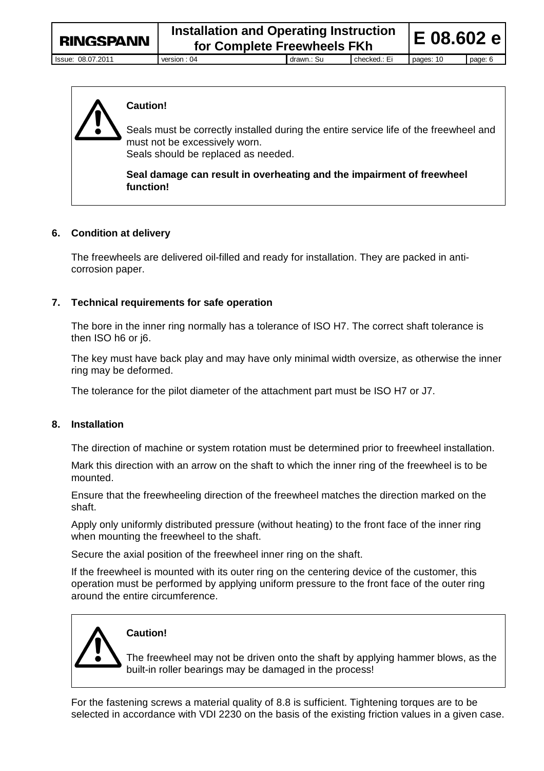**Caution!**

Seals must be correctly installed during the entire service life of the freewheel and must not be excessively worn.
Seals should be replaced as needed.

**Seal damage can result in overheating and the impairment of freewheel function!**

## 6. Condition at delivery

The freewheels are delivered oil-filled and ready for installation. They are packed in anti-corrosion paper.

## 7. Technical requirements for safe operation

The bore in the inner ring normally has a tolerance of ISO H7. The correct shaft tolerance is then ISO h6 or j6.

The key must have back play and may have only minimal width oversize, as otherwise the inner ring may be deformed.

The tolerance for the pilot diameter of the attachment part must be ISO H7 or J7.

## 8. Installation

The direction of machine or system rotation must be determined prior to freewheel installation.

Mark this direction with an arrow on the shaft to which the inner ring of the freewheel is to be mounted.

Ensure that the freewheeling direction of the freewheel matches the direction marked on the shaft.

Apply only uniformly distributed pressure (without heating) to the front face of the inner ring when mounting the freewheel to the shaft.

Secure the axial position of the freewheel inner ring on the shaft.

If the freewheel is mounted with its outer ring on the centering device of the customer, this operation must be performed by applying uniform pressure to the front face of the outer ring around the entire circumference.

**Caution!**

The freewheel may not be driven onto the shaft by applying hammer blows, as the built-in roller bearings may be damaged in the process!

For the fastening screws a material quality of 8.8 is sufficient. Tightening torques are to be selected in accordance with VDI 2230 on the basis of the existing friction values in a given case.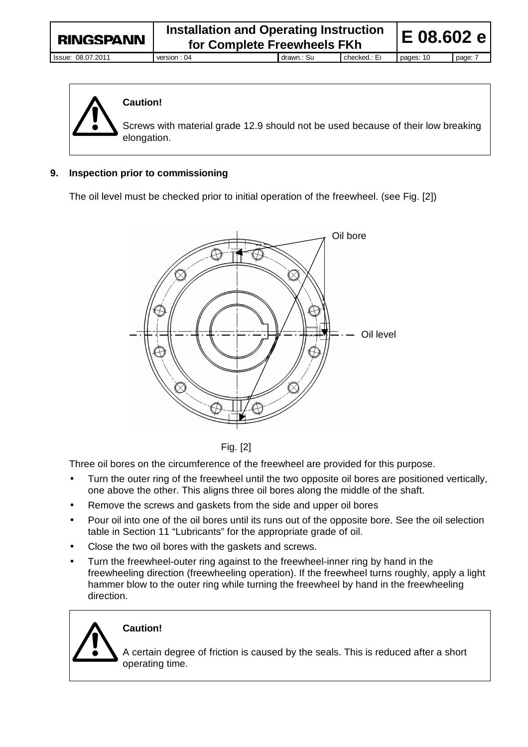**Caution!**

Screws with material grade 12.9 should not be used because of their low breaking elongation.

## 9. Inspection prior to commissioning

The oil level must be checked prior to initial operation of the freewheel. (see Fig. [2])

Oil bore

Oil level

Fig. [2]

Three oil bores on the circumference of the freewheel are provided for this purpose.

- Turn the outer ring of the freewheel until the two opposite oil bores are positioned vertically, one above the other. This aligns three oil bores along the middle of the shaft.
- Remove the screws and gaskets from the side and upper oil bores
- Pour oil into one of the oil bores until its runs out of the opposite bore. See the oil selection table in Section 11 "Lubricants" for the appropriate grade of oil.
- Close the two oil bores with the gaskets and screws.
- Turn the freewheel-outer ring against to the freewheel-inner ring by hand in the freewheeling direction (freewheeling operation). If the freewheel turns roughly, apply a light hammer blow to the outer ring while turning the freewheel by hand in the freewheeling direction.

**Caution!**

A certain degree of friction is caused by the seals. This is reduced after a short operating time.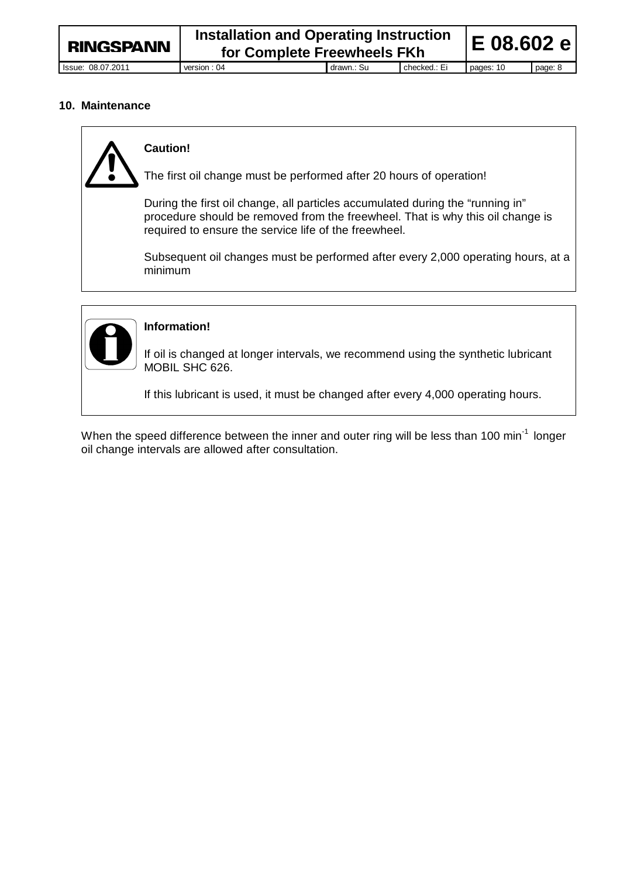## 10. Maintenance

**Caution!**

The first oil change must be performed after 20 hours of operation!

During the first oil change, all particles accumulated during the “running in” procedure should be removed from the freewheel. That is why this oil change is required to ensure the service life of the freewheel.

Subsequent oil changes must be performed after every 2,000 operating hours, at a minimum

**Information!**

If oil is changed at longer intervals, we recommend using the synthetic lubricant MOBIL SHC 626.

If this lubricant is used, it must be changed after every 4,000 operating hours.

When the speed difference between the inner and outer ring will be less than 100 $min^{-1}$ longer oil change intervals are allowed after consultation.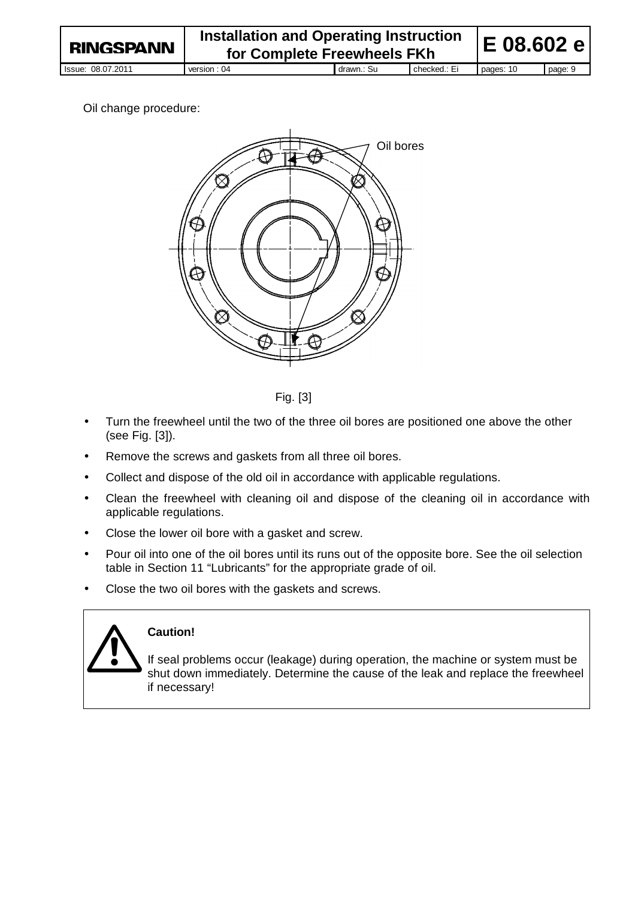Oil change procedure:

Oil bores

Fig. [3]

- Turn the freewheel until the two of the three oil bores are positioned one above the other (see Fig. [3]).
- Remove the screws and gaskets from all three oil bores.
- Collect and dispose of the old oil in accordance with applicable regulations.
- Clean the freewheel with cleaning oil and dispose of the cleaning oil in accordance with applicable regulations.
- Close the lower oil bore with a gasket and screw.
- Pour oil into one of the oil bores until its runs out of the opposite bore. See the oil selection table in Section 11 “Lubricants” for the appropriate grade of oil.
- Close the two oil bores with the gaskets and screws.

**Caution!**

If seal problems occur (leakage) during operation, the machine or system must be shut down immediately. Determine the cause of the leak and replace the freewheel if necessary!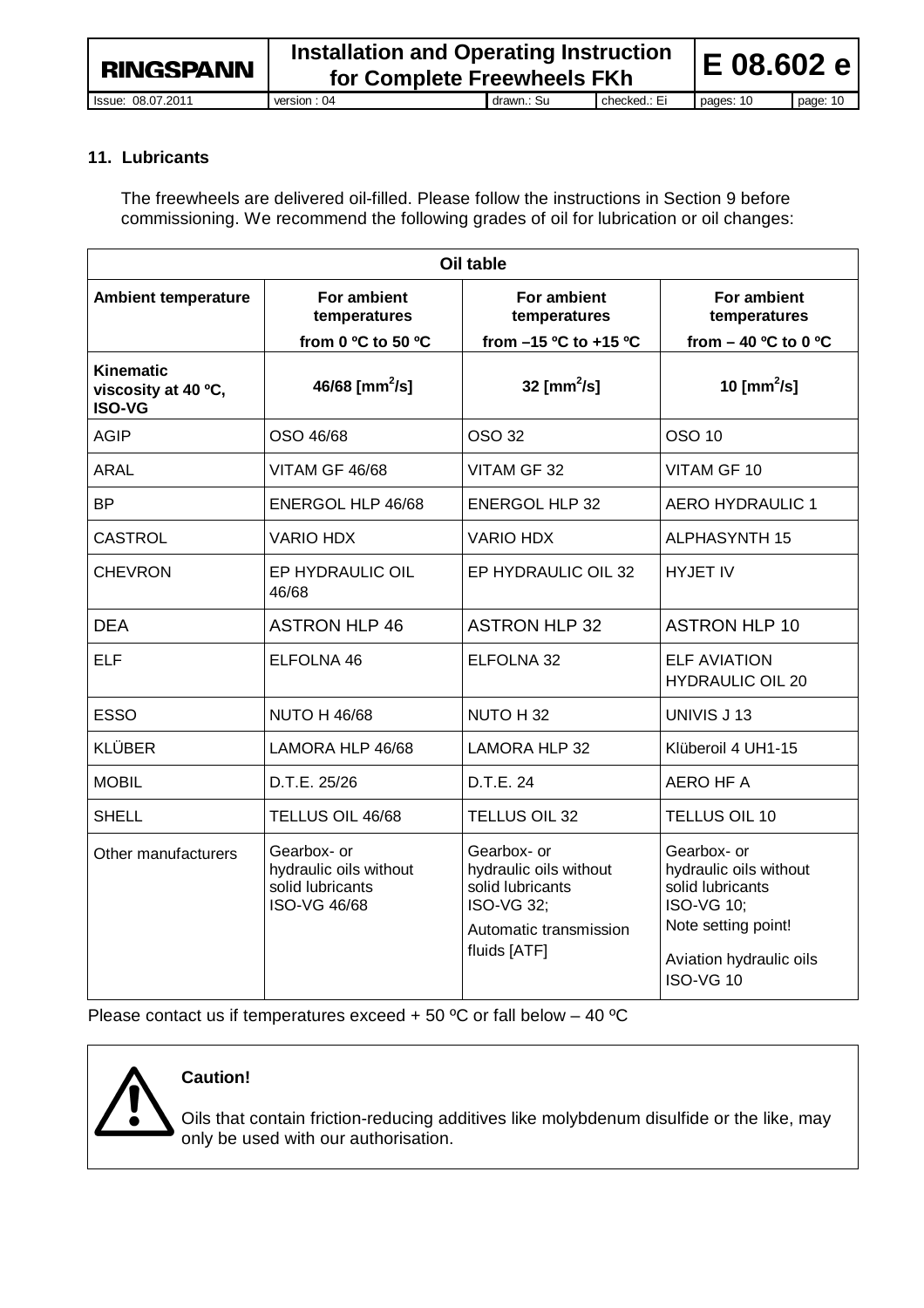## 11. Lubricants

The freewheels are delivered oil-filled. Please follow the instructions in Section 9 before commissioning. We recommend the following grades of oil for lubrication or oil changes:

| Oil table | | | |
|---|---|---|---|
| **Ambient temperature** | **For ambient temperatures from 0 ºC to 50 ºC** | **For ambient temperatures from –15 ºC to +15 ºC** | **For ambient temperatures from – 40 ºC to 0 ºC** |
| **Kinematic viscosity at 40 ºC, ISO-VG** | **46/68 [mm²/s]** | **32 [mm²/s]** | **10 [mm²/s]** |
| AGIP | OSO 46/68 | OSO 32 | OSO 10 |
| ARAL | VITAM GF 46/68 | VITAM GF 32 | VITAM GF 10 |
| BP | ENERGOL HLP 46/68 | ENERGOL HLP 32 | AERO HYDRAULIC 1 |
| CASTROL | VARIO HDX | VARIO HDX | ALPHASYNTH 15 |
| CHEVRON | EP HYDRAULIC OIL 46/68 | EP HYDRAULIC OIL 32 | HYJET IV |
| DEA | ASTRON HLP 46 | ASTRON HLP 32 | ASTRON HLP 10 |
| ELF | ELFOLNA 46 | ELFOLNA 32 | ELF AVIATION HYDRAULIC OIL 20 |
| ESSO | NUTO H 46/68 | NUTO H 32 | UNIVIS J 13 |
| KLÜBER | LAMORA HLP 46/68 | LAMORA HLP 32 | Klüberoil 4 UH1-15 |
| MOBIL | D.T.E. 25/26 | D.T.E. 24 | AERO HF A |
| SHELL | TELLUS OIL 46/68 | TELLUS OIL 32 | TELLUS OIL 10 |
| Other manufacturers | Gearbox- or hydraulic oils without solid lubricants ISO-VG 46/68 | Gearbox- or hydraulic oils without solid lubricants ISO-VG 32; Automatic transmission fluids [ATF] | Gearbox- or hydraulic oils without solid lubricants ISO-VG 10; Note setting point! Aviation hydraulic oils ISO-VG 10 |

Please contact us if temperatures exceed + 50 ºC or fall below – 40 ºC

**Caution!**

Oils that contain friction-reducing additives like molybdenum disulfide or the like, may only be used with our authorisation.